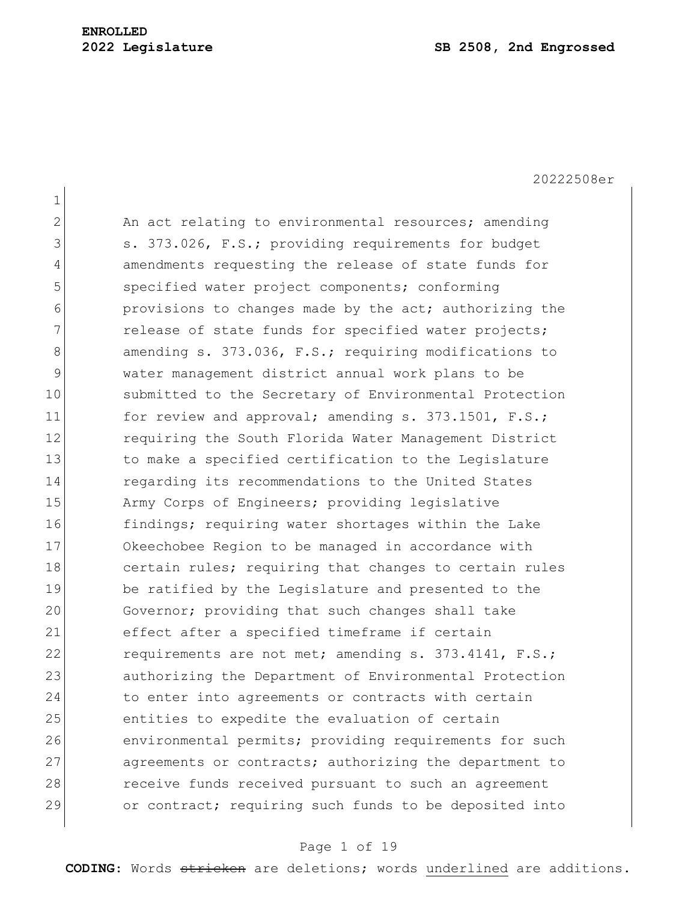**ENROLLED**

**2022 Legislature** **SB 2508, 2nd Engrossed**

20222508er

An act relating to environmental resources; amending s. 373.026, F.S.; providing requirements for budget amendments requesting the release of state funds for specified water project components; conforming provisions to changes made by the act; authorizing the release of state funds for specified water projects; amending s. 373.036, F.S.; requiring modifications to water management district annual work plans to be submitted to the Secretary of Environmental Protection for review and approval; amending s. 373.1501, F.S.; requiring the South Florida Water Management District to make a specified certification to the Legislature regarding its recommendations to the United States Army Corps of Engineers; providing legislative findings; requiring water shortages within the Lake Okeechobee Region to be managed in accordance with certain rules; requiring that changes to certain rules be ratified by the Legislature and presented to the Governor; providing that such changes shall take effect after a specified timeframe if certain requirements are not met; amending s. 373.4141, F.S.; authorizing the Department of Environmental Protection to enter into agreements or contracts with certain entities to expedite the evaluation of certain environmental permits; providing requirements for such agreements or contracts; authorizing the department to receive funds received pursuant to such an agreement or contract; requiring such funds to be deposited into

**CODING:** Words ~~stricken~~ are deletions; words <u>underlined</u> are additions.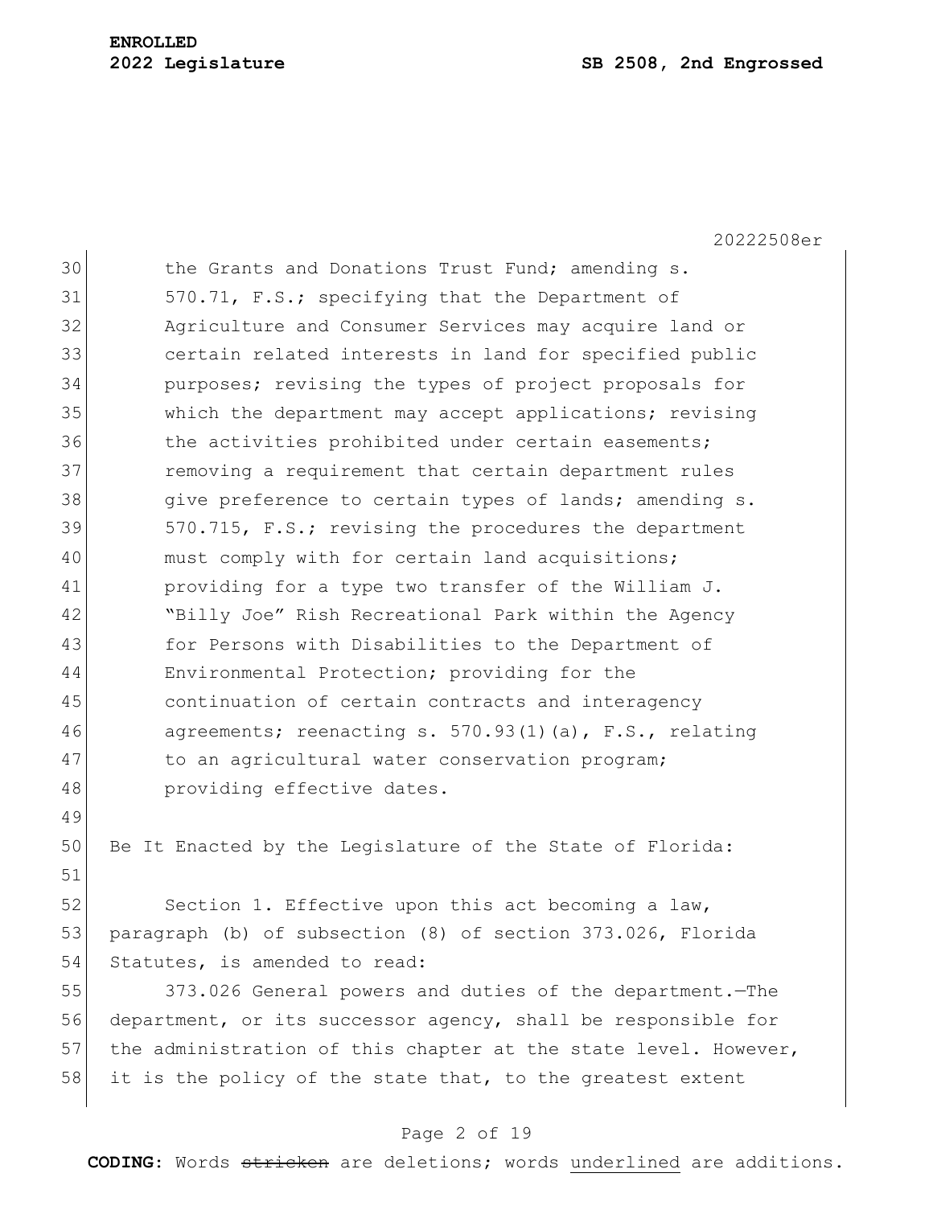the Grants and Donations Trust Fund; amending s. 570.71, F.S.; specifying that the Department of Agriculture and Consumer Services may acquire land or certain related interests in land for specified public purposes; revising the types of project proposals for which the department may accept applications; revising the activities prohibited under certain easements; removing a requirement that certain department rules give preference to certain types of lands; amending s. 570.715, F.S.; revising the procedures the department must comply with for certain land acquisitions; providing for a type two transfer of the William J. "Billy Joe" Rish Recreational Park within the Agency for Persons with Disabilities to the Department of Environmental Protection; providing for the continuation of certain contracts and interagency agreements; reenacting s. 570.93(1)(a), F.S., relating to an agricultural water conservation program; providing effective dates.

Be It Enacted by the Legislature of the State of Florida:

Section 1. Effective upon this act becoming a law, paragraph (b) of subsection (8) of section 373.026, Florida Statutes, is amended to read:

373.026 General powers and duties of the department.—The department, or its successor agency, shall be responsible for the administration of this chapter at the state level. However, it is the policy of the state that, to the greatest extent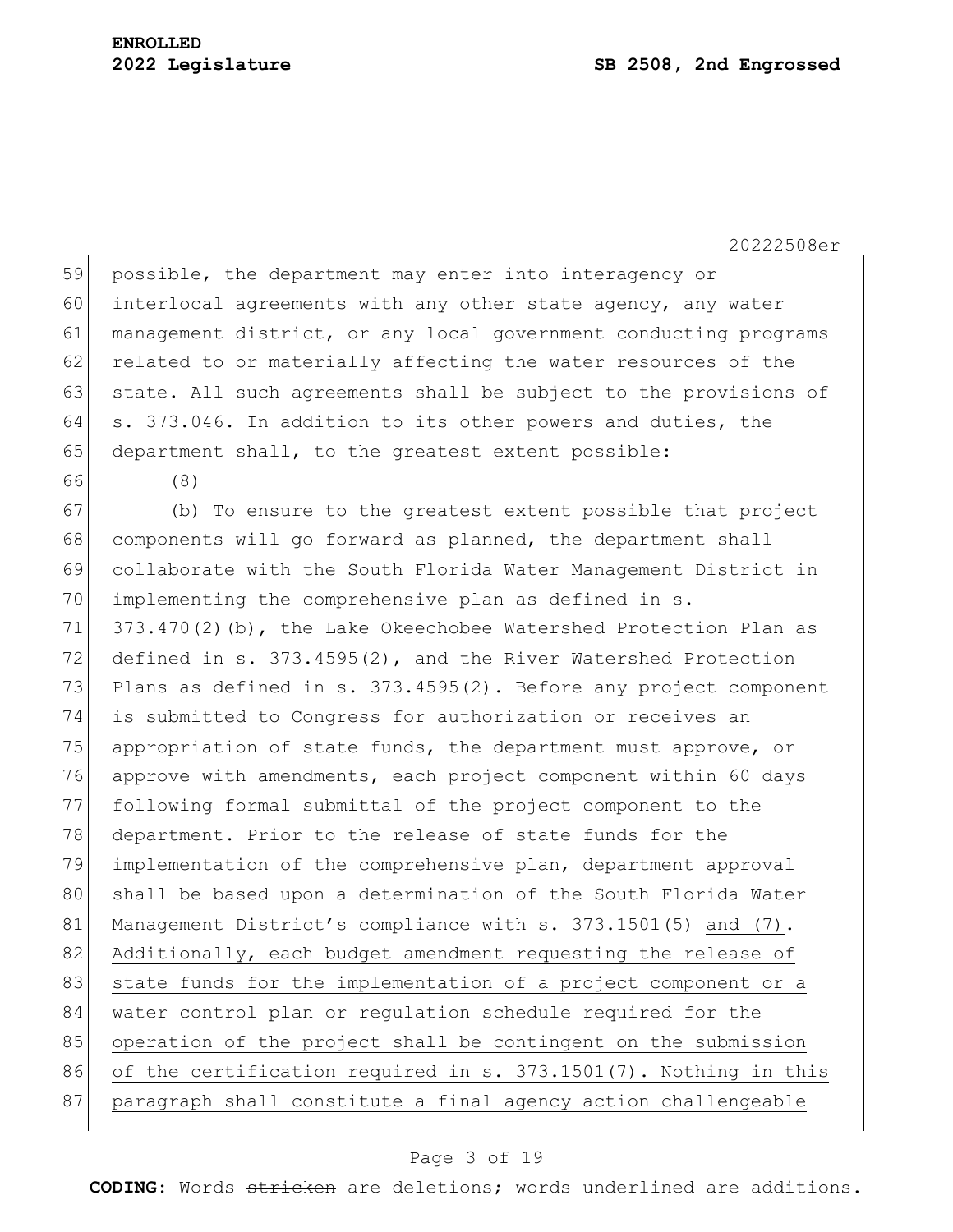possible, the department may enter into interagency or interlocal agreements with any other state agency, any water management district, or any local government conducting programs related to or materially affecting the water resources of the state. All such agreements shall be subject to the provisions of s. 373.046. In addition to its other powers and duties, the department shall, to the greatest extent possible:

(8)

(b) To ensure to the greatest extent possible that project components will go forward as planned, the department shall collaborate with the South Florida Water Management District in implementing the comprehensive plan as defined in s. 373.470(2)(b), the Lake Okeechobee Watershed Protection Plan as defined in s. 373.4595(2), and the River Watershed Protection Plans as defined in s. 373.4595(2). Before any project component is submitted to Congress for authorization or receives an appropriation of state funds, the department must approve, or approve with amendments, each project component within 60 days following formal submittal of the project component to the department. Prior to the release of state funds for the implementation of the comprehensive plan, department approval shall be based upon a determination of the South Florida Water Management District's compliance with s. 373.1501(5) <u>and (7)</u>. <u>Additionally, each budget amendment requesting the release of state funds for the implementation of a project component or a water control plan or regulation schedule required for the operation of the project shall be contingent on the submission of the certification required in s. 373.1501(7). Nothing in this paragraph shall constitute a final agency action challengeable</u>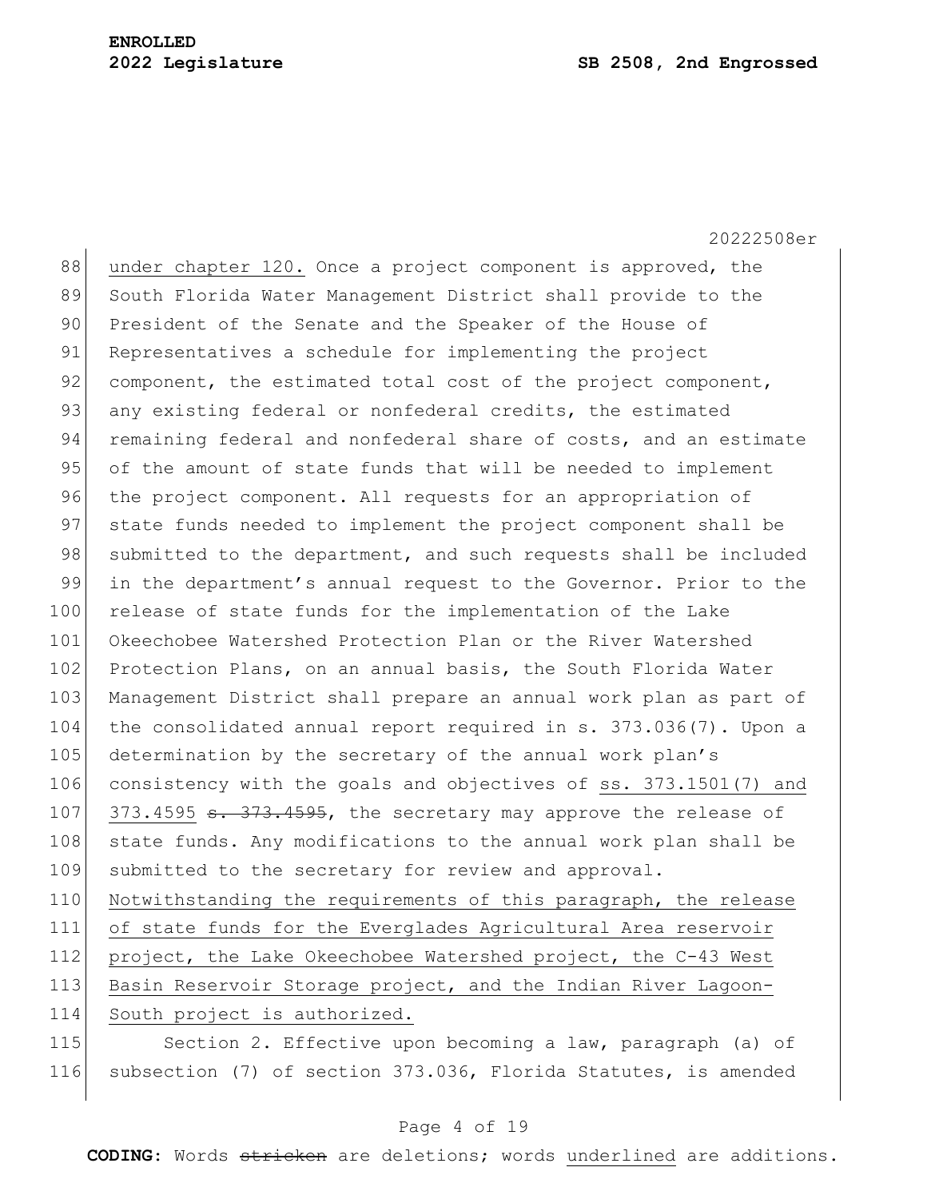under chapter 120. Once a project component is approved, the South Florida Water Management District shall provide to the President of the Senate and the Speaker of the House of Representatives a schedule for implementing the project component, the estimated total cost of the project component, any existing federal or nonfederal credits, the estimated remaining federal and nonfederal share of costs, and an estimate of the amount of state funds that will be needed to implement the project component. All requests for an appropriation of state funds needed to implement the project component shall be submitted to the department, and such requests shall be included in the department's annual request to the Governor. Prior to the release of state funds for the implementation of the Lake Okeechobee Watershed Protection Plan or the River Watershed Protection Plans, on an annual basis, the South Florida Water Management District shall prepare an annual work plan as part of the consolidated annual report required in s. 373.036(7). Upon a determination by the secretary of the annual work plan's consistency with the goals and objectives of ss. 373.1501(7) and 373.4595 ~~s. 373.4595~~, the secretary may approve the release of state funds. Any modifications to the annual work plan shall be submitted to the secretary for review and approval. Notwithstanding the requirements of this paragraph, the release of state funds for the Everglades Agricultural Area reservoir project, the Lake Okeechobee Watershed project, the C-43 West Basin Reservoir Storage project, and the Indian River Lagoon-South project is authorized.

Section 2. Effective upon becoming a law, paragraph (a) of subsection (7) of section 373.036, Florida Statutes, is amended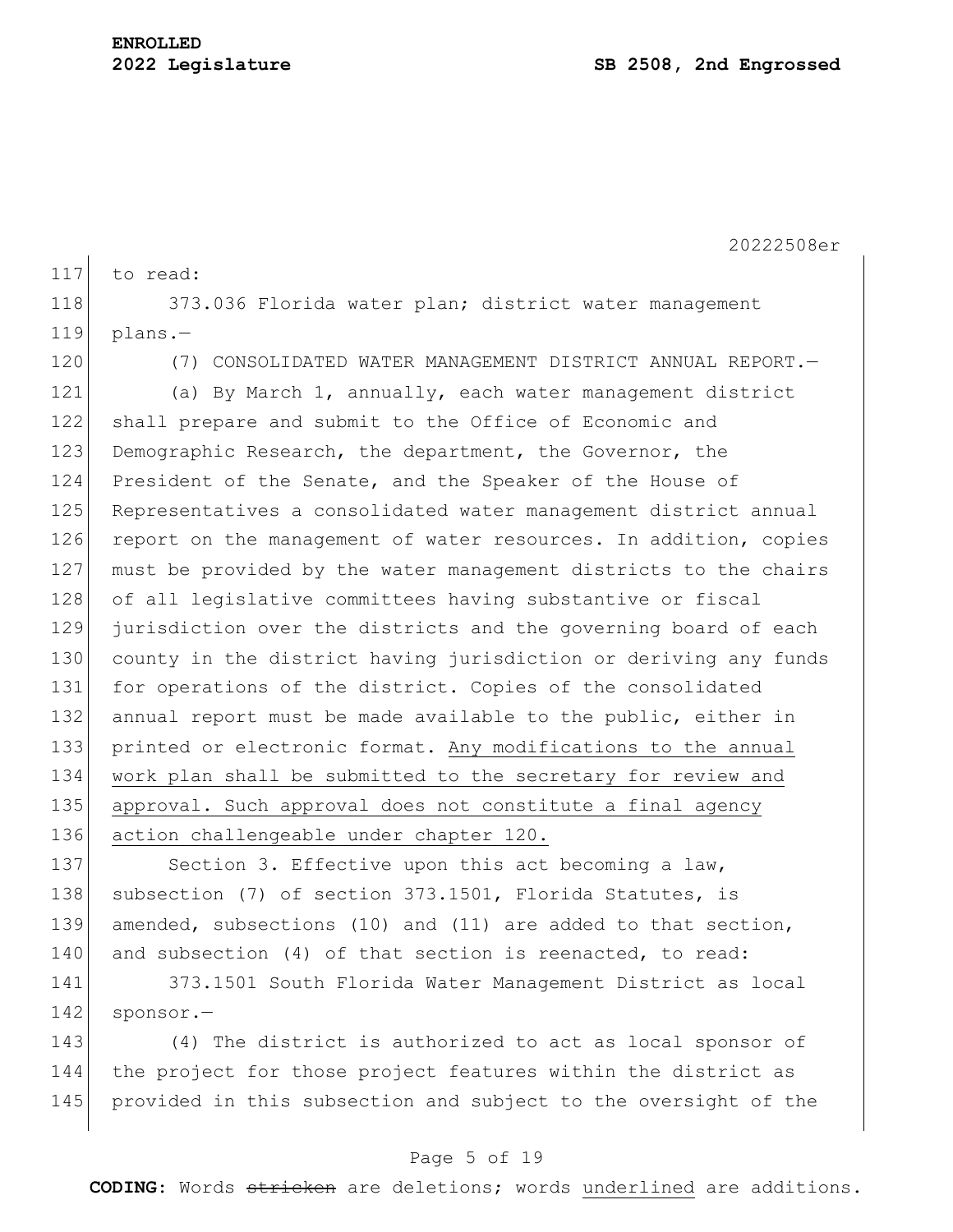to read:

373.036 Florida water plan; district water management plans.—

(7) CONSOLIDATED WATER MANAGEMENT DISTRICT ANNUAL REPORT.—

(a) By March 1, annually, each water management district shall prepare and submit to the Office of Economic and Demographic Research, the department, the Governor, the President of the Senate, and the Speaker of the House of Representatives a consolidated water management district annual report on the management of water resources. In addition, copies must be provided by the water management districts to the chairs of all legislative committees having substantive or fiscal jurisdiction over the districts and the governing board of each county in the district having jurisdiction or deriving any funds for operations of the district. Copies of the consolidated annual report must be made available to the public, either in printed or electronic format. <u>Any modifications to the annual work plan shall be submitted to the secretary for review and approval. Such approval does not constitute a final agency action challengeable under chapter 120.</u>

Section 3. Effective upon this act becoming a law, subsection (7) of section 373.1501, Florida Statutes, is amended, subsections (10) and (11) are added to that section, and subsection (4) of that section is reenacted, to read:

373.1501 South Florida Water Management District as local sponsor.—

(4) The district is authorized to act as local sponsor of the project for those project features within the district as provided in this subsection and subject to the oversight of the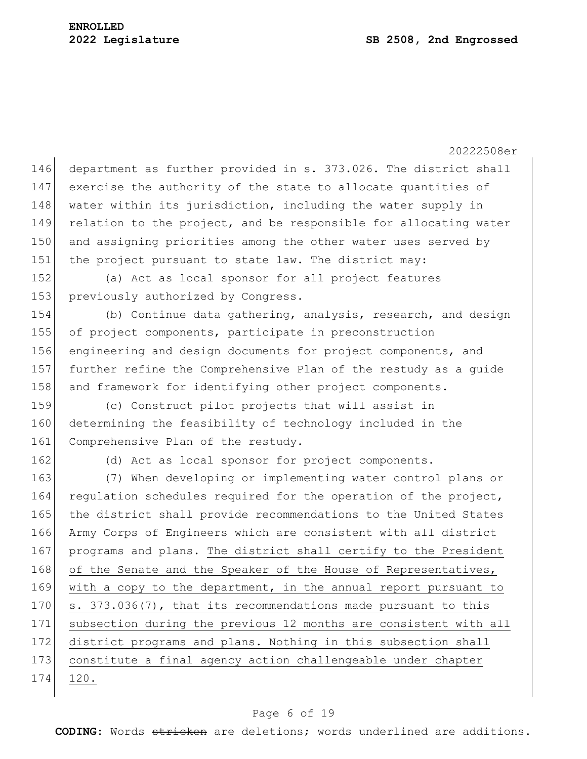department as further provided in s. 373.026. The district shall exercise the authority of the state to allocate quantities of water within its jurisdiction, including the water supply in relation to the project, and be responsible for allocating water and assigning priorities among the other water uses served by the project pursuant to state law. The district may:

(a) Act as local sponsor for all project features previously authorized by Congress.

(b) Continue data gathering, analysis, research, and design of project components, participate in preconstruction engineering and design documents for project components, and further refine the Comprehensive Plan of the restudy as a guide and framework for identifying other project components.

(c) Construct pilot projects that will assist in determining the feasibility of technology included in the Comprehensive Plan of the restudy.

(d) Act as local sponsor for project components.

(7) When developing or implementing water control plans or regulation schedules required for the operation of the project, the district shall provide recommendations to the United States Army Corps of Engineers which are consistent with all district programs and plans. <u>The district shall certify to the President of the Senate and the Speaker of the House of Representatives, with a copy to the department, in the annual report pursuant to s. 373.036(7), that its recommendations made pursuant to this subsection during the previous 12 months are consistent with all district programs and plans. Nothing in this subsection shall constitute a final agency action challengeable under chapter 120.</u>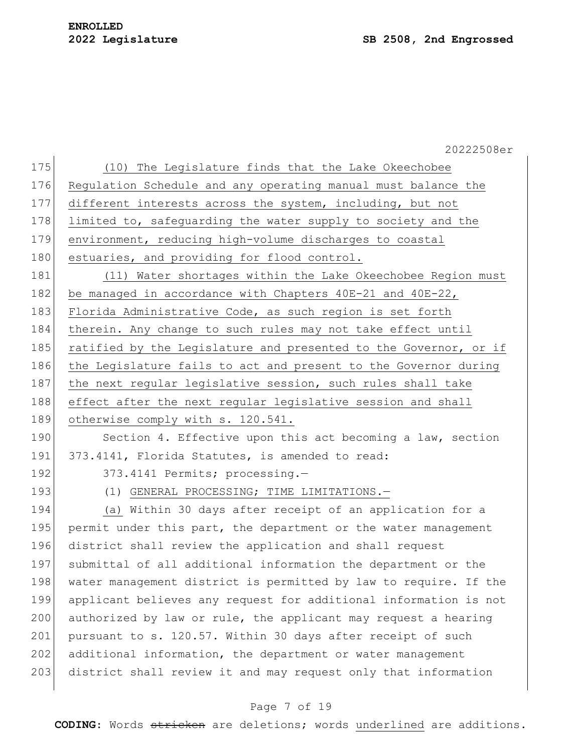(10) The Legislature finds that the Lake Okeechobee Regulation Schedule and any operating manual must balance the different interests across the system, including, but not limited to, safeguarding the water supply to society and the environment, reducing high-volume discharges to coastal estuaries, and providing for flood control.

(11) Water shortages within the Lake Okeechobee Region must be managed in accordance with Chapters 40E-21 and 40E-22, Florida Administrative Code, as such region is set forth therein. Any change to such rules may not take effect until ratified by the Legislature and presented to the Governor, or if the Legislature fails to act and present to the Governor during the next regular legislative session, such rules shall take effect after the next regular legislative session and shall otherwise comply with s. 120.541.

Section 4. Effective upon this act becoming a law, section 373.4141, Florida Statutes, is amended to read:

373.4141 Permits; processing.—

(1) GENERAL PROCESSING; TIME LIMITATIONS.—

(a) Within 30 days after receipt of an application for a permit under this part, the department or the water management district shall review the application and shall request submittal of all additional information the department or the water management district is permitted by law to require. If the applicant believes any request for additional information is not authorized by law or rule, the applicant may request a hearing pursuant to s. 120.57. Within 30 days after receipt of such additional information, the department or water management district shall review it and may request only that information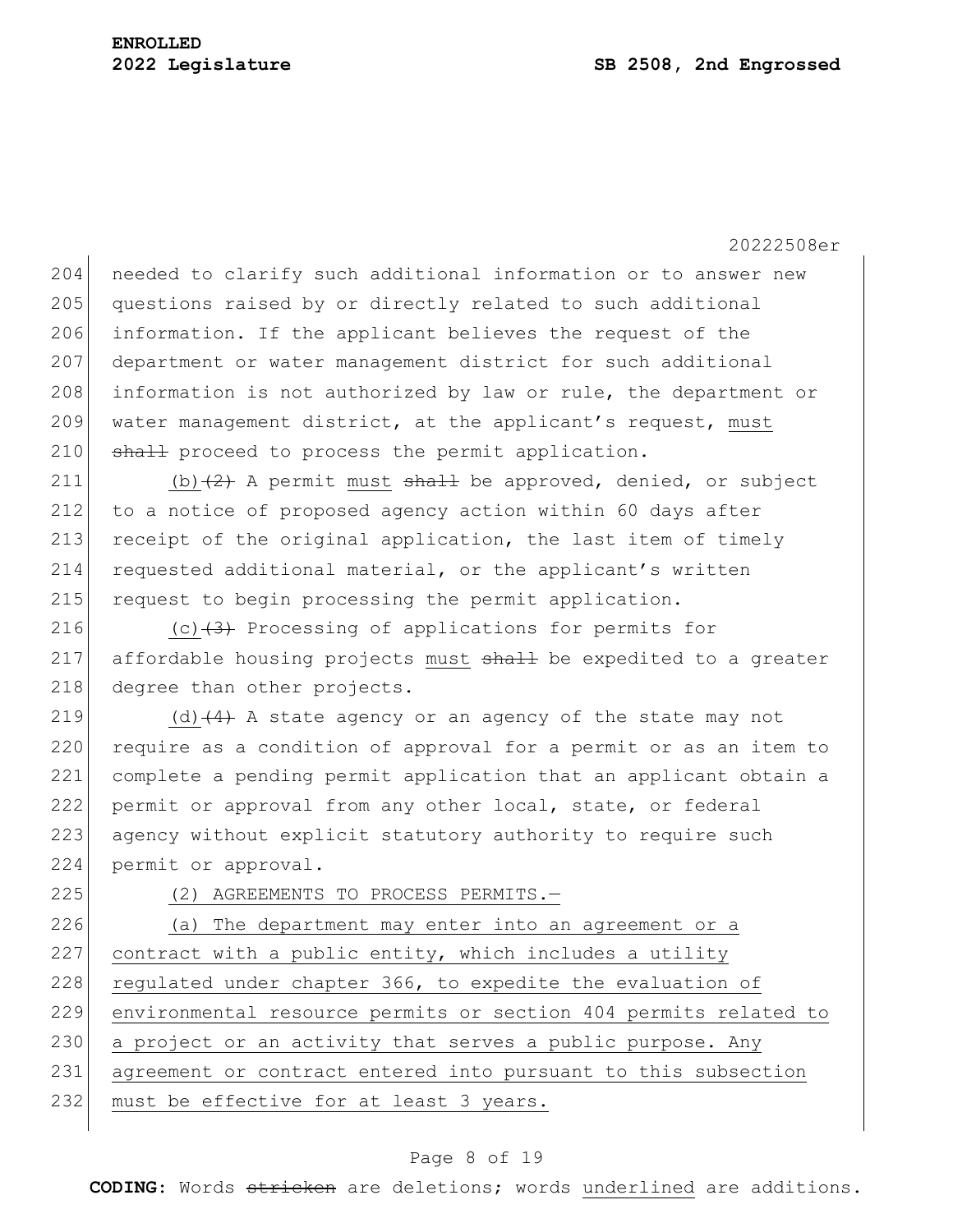needed to clarify such additional information or to answer new questions raised by or directly related to such additional information. If the applicant believes the request of the department or water management district for such additional information is not authorized by law or rule, the department or water management district, at the applicant's request, must ~~shall~~ proceed to process the permit application.

(b)~~(2)~~ A permit must ~~shall~~ be approved, denied, or subject to a notice of proposed agency action within 60 days after receipt of the original application, the last item of timely requested additional material, or the applicant's written request to begin processing the permit application.

(c)~~(3)~~ Processing of applications for permits for affordable housing projects must ~~shall~~ be expedited to a greater degree than other projects.

(d)~~(4)~~ A state agency or an agency of the state may not require as a condition of approval for a permit or as an item to complete a pending permit application that an applicant obtain a permit or approval from any other local, state, or federal agency without explicit statutory authority to require such permit or approval.

(2) AGREEMENTS TO PROCESS PERMITS.—

(a) The department may enter into an agreement or a contract with a public entity, which includes a utility regulated under chapter 366, to expedite the evaluation of environmental resource permits or section 404 permits related to a project or an activity that serves a public purpose. Any agreement or contract entered into pursuant to this subsection must be effective for at least 3 years.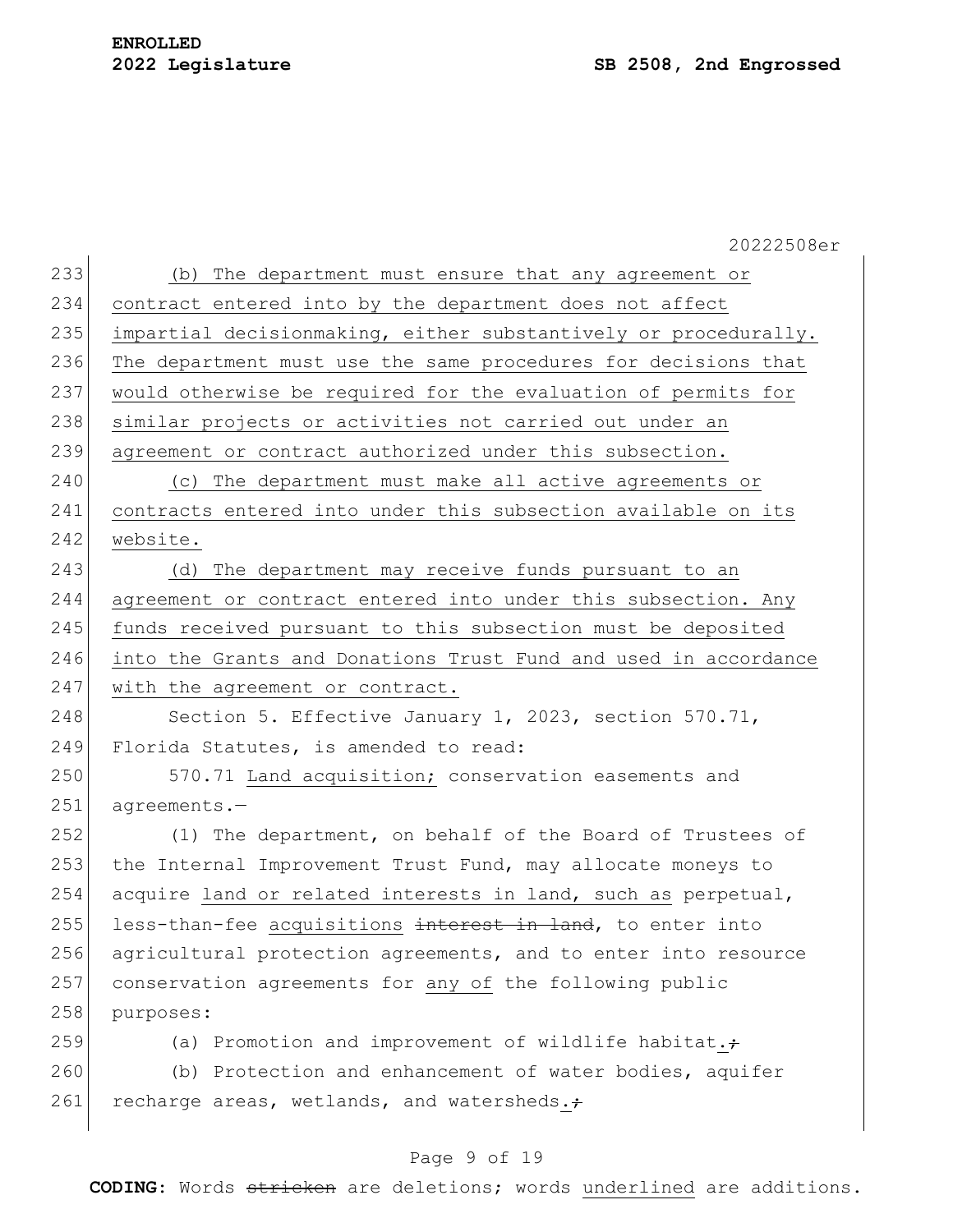(b) The department must ensure that any agreement or contract entered into by the department does not affect impartial decisionmaking, either substantively or procedurally. The department must use the same procedures for decisions that would otherwise be required for the evaluation of permits for similar projects or activities not carried out under an agreement or contract authorized under this subsection.

(c) The department must make all active agreements or contracts entered into under this subsection available on its website.

(d) The department may receive funds pursuant to an agreement or contract entered into under this subsection. Any funds received pursuant to this subsection must be deposited into the Grants and Donations Trust Fund and used in accordance with the agreement or contract.

Section 5. Effective January 1, 2023, section 570.71, Florida Statutes, is amended to read:

570.71 Land acquisition; conservation easements and agreements.—

(1) The department, on behalf of the Board of Trustees of the Internal Improvement Trust Fund, may allocate moneys to acquire land or related interests in land, such as perpetual, less-than-fee acquisitions ~~interest in land~~, to enter into agricultural protection agreements, and to enter into resource conservation agreements for any of the following public purposes:

(a) Promotion and improvement of wildlife habitat.~~;~~

(b) Protection and enhancement of water bodies, aquifer recharge areas, wetlands, and watersheds.~~;~~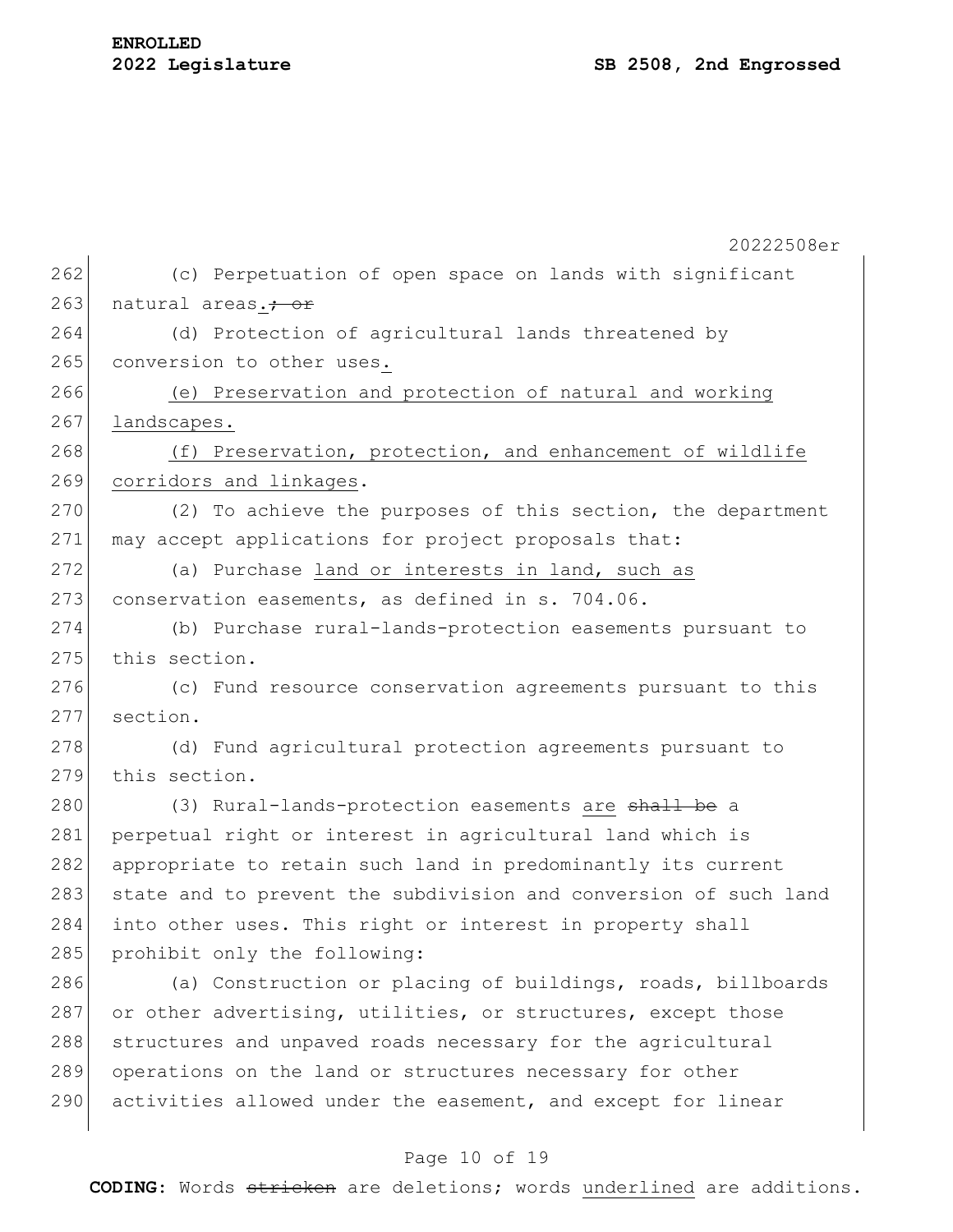(c) Perpetuation of open space on lands with significant natural areas.~~; or~~

(d) Protection of agricultural lands threatened by conversion to other uses.

<u>(e) Preservation and protection of natural and working landscapes.</u>

<u>(f) Preservation, protection, and enhancement of wildlife corridors and linkages</u>.

(2) To achieve the purposes of this section, the department may accept applications for project proposals that:

(a) Purchase <u>land or interests in land, such as</u> conservation easements, as defined in s. 704.06.

(b) Purchase rural-lands-protection easements pursuant to this section.

(c) Fund resource conservation agreements pursuant to this section.

(d) Fund agricultural protection agreements pursuant to this section.

(3) Rural-lands-protection easements <u>are</u> ~~shall be~~ a perpetual right or interest in agricultural land which is appropriate to retain such land in predominantly its current state and to prevent the subdivision and conversion of such land into other uses. This right or interest in property shall prohibit only the following:

(a) Construction or placing of buildings, roads, billboards or other advertising, utilities, or structures, except those structures and unpaved roads necessary for the agricultural operations on the land or structures necessary for other activities allowed under the easement, and except for linear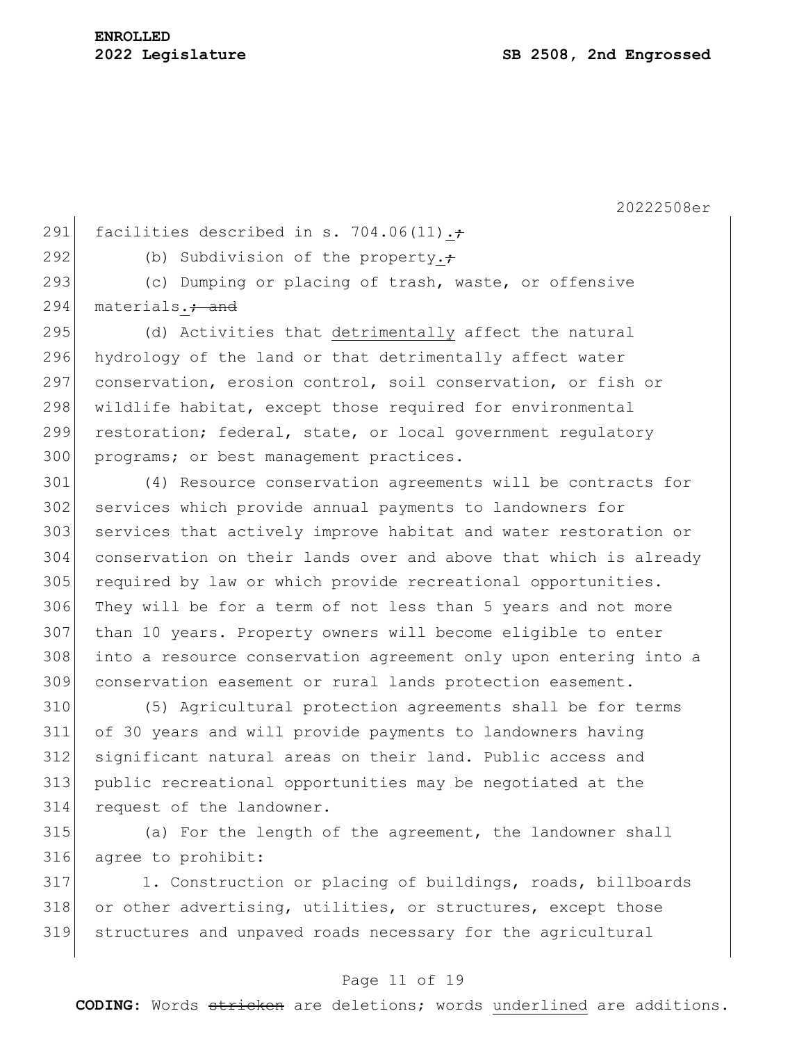facilities described in s. 704.06(11).~~;~~

(b) Subdivision of the property.~~;~~

(c) Dumping or placing of trash, waste, or offensive materials.~~; and~~

(d) Activities that <u>detrimentally</u> affect the natural hydrology of the land or that detrimentally affect water conservation, erosion control, soil conservation, or fish or wildlife habitat, except those required for environmental restoration; federal, state, or local government regulatory programs; or best management practices.

(4) Resource conservation agreements will be contracts for services which provide annual payments to landowners for services that actively improve habitat and water restoration or conservation on their lands over and above that which is already required by law or which provide recreational opportunities. They will be for a term of not less than 5 years and not more than 10 years. Property owners will become eligible to enter into a resource conservation agreement only upon entering into a conservation easement or rural lands protection easement.

(5) Agricultural protection agreements shall be for terms of 30 years and will provide payments to landowners having significant natural areas on their land. Public access and public recreational opportunities may be negotiated at the request of the landowner.

(a) For the length of the agreement, the landowner shall agree to prohibit:

1. Construction or placing of buildings, roads, billboards or other advertising, utilities, or structures, except those structures and unpaved roads necessary for the agricultural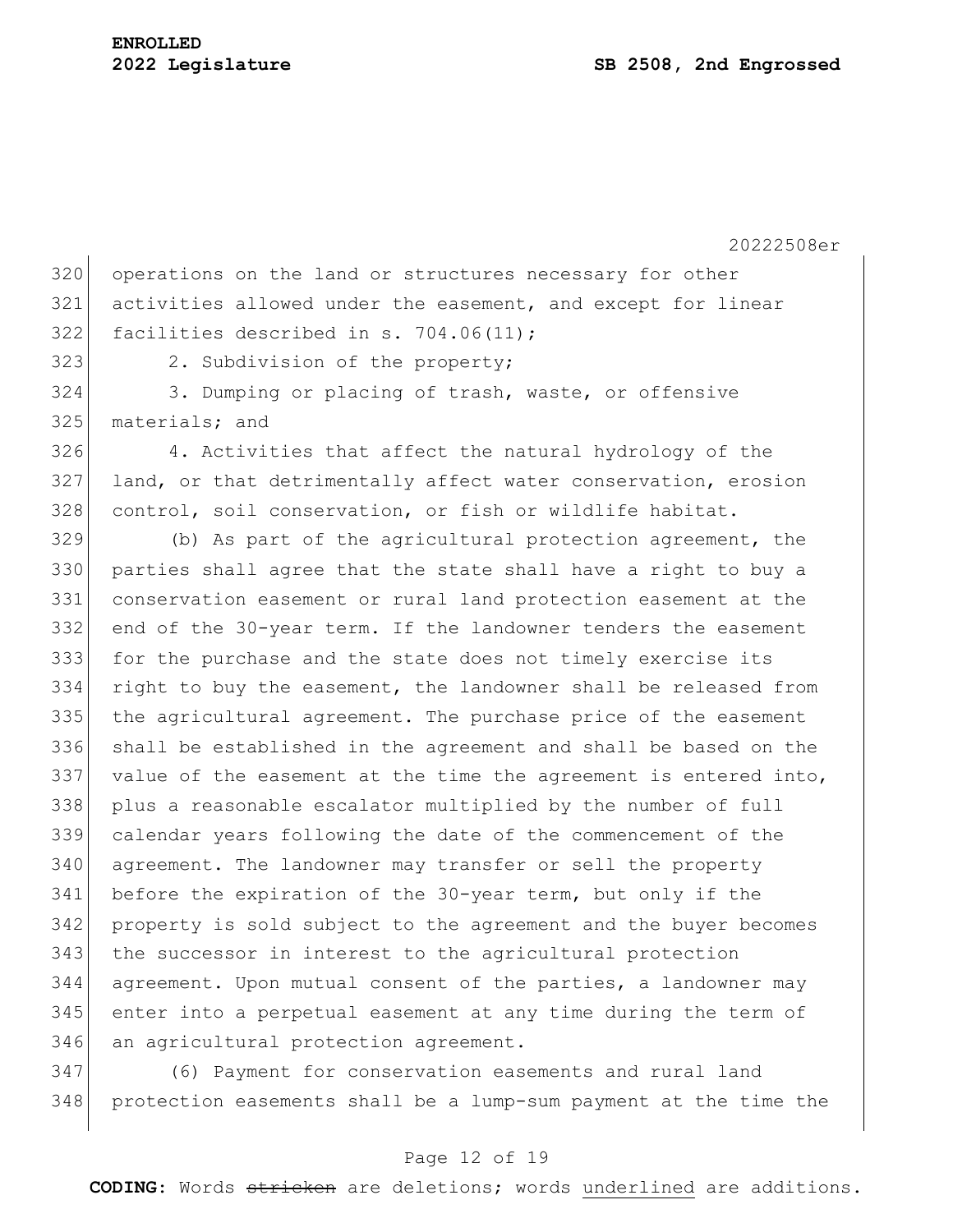operations on the land or structures necessary for other activities allowed under the easement, and except for linear facilities described in s. 704.06(11);

2. Subdivision of the property;

3. Dumping or placing of trash, waste, or offensive materials; and

4. Activities that affect the natural hydrology of the land, or that detrimentally affect water conservation, erosion control, soil conservation, or fish or wildlife habitat.

(b) As part of the agricultural protection agreement, the parties shall agree that the state shall have a right to buy a conservation easement or rural land protection easement at the end of the 30-year term. If the landowner tenders the easement for the purchase and the state does not timely exercise its right to buy the easement, the landowner shall be released from the agricultural agreement. The purchase price of the easement shall be established in the agreement and shall be based on the value of the easement at the time the agreement is entered into, plus a reasonable escalator multiplied by the number of full calendar years following the date of the commencement of the agreement. The landowner may transfer or sell the property before the expiration of the 30-year term, but only if the property is sold subject to the agreement and the buyer becomes the successor in interest to the agricultural protection agreement. Upon mutual consent of the parties, a landowner may enter into a perpetual easement at any time during the term of an agricultural protection agreement.

(6) Payment for conservation easements and rural land protection easements shall be a lump-sum payment at the time the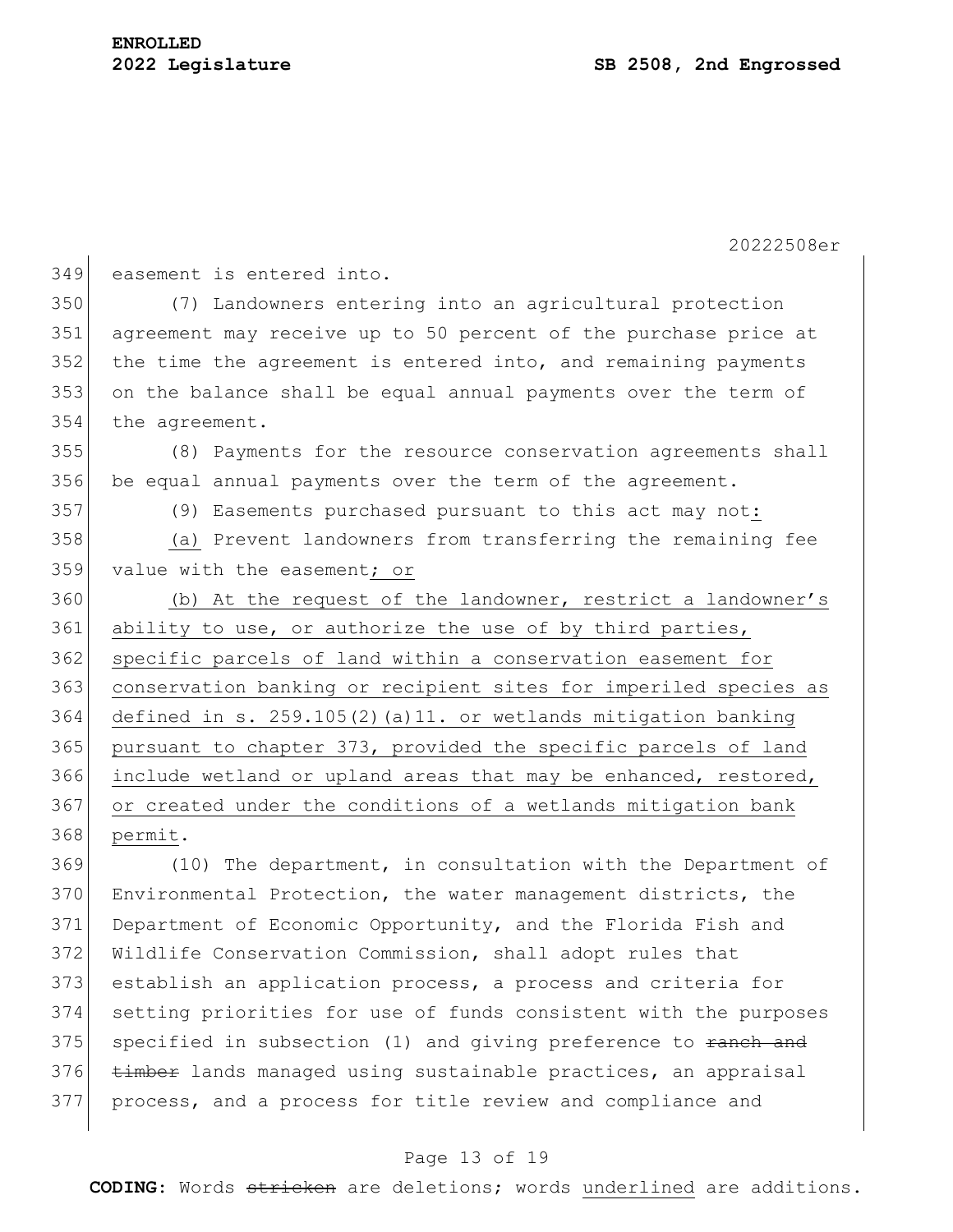easement is entered into.

(7) Landowners entering into an agricultural protection agreement may receive up to 50 percent of the purchase price at the time the agreement is entered into, and remaining payments on the balance shall be equal annual payments over the term of the agreement.

(8) Payments for the resource conservation agreements shall be equal annual payments over the term of the agreement.

(9) Easements purchased pursuant to this act may not<u>:</u>

<u>(a)</u> Prevent landowners from transferring the remaining fee value with the easement<u>; or</u>

<u>(b) At the request of the landowner, restrict a landowner's ability to use, or authorize the use of by third parties, specific parcels of land within a conservation easement for conservation banking or recipient sites for imperiled species as defined in s. 259.105(2)(a)11. or wetlands mitigation banking pursuant to chapter 373, provided the specific parcels of land include wetland or upland areas that may be enhanced, restored, or created under the conditions of a wetlands mitigation bank permit</u>.

(10) The department, in consultation with the Department of Environmental Protection, the water management districts, the Department of Economic Opportunity, and the Florida Fish and Wildlife Conservation Commission, shall adopt rules that establish an application process, a process and criteria for setting priorities for use of funds consistent with the purposes specified in subsection (1) and giving preference to ~~ranch and timber~~ lands managed using sustainable practices, an appraisal process, and a process for title review and compliance and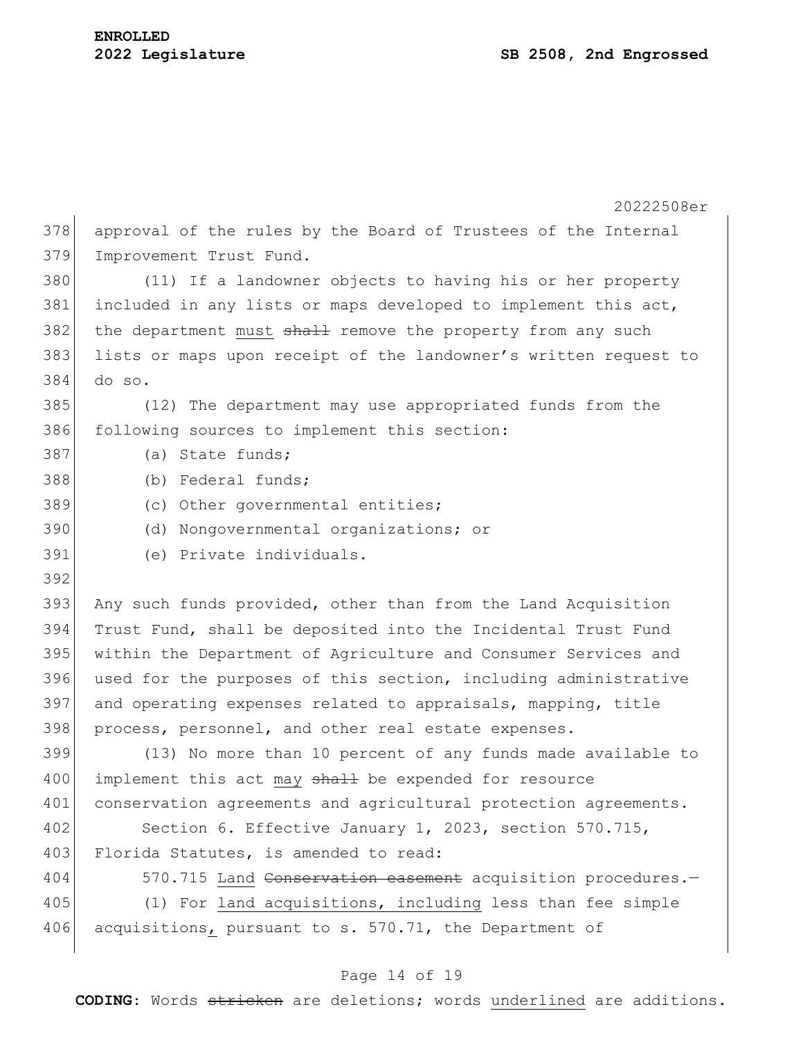approval of the rules by the Board of Trustees of the Internal Improvement Trust Fund.

(11) If a landowner objects to having his or her property included in any lists or maps developed to implement this act, the department <u>must</u> ~~shall~~ remove the property from any such lists or maps upon receipt of the landowner's written request to do so.

(12) The department may use appropriated funds from the following sources to implement this section:

(a) State funds;

(b) Federal funds;

(c) Other governmental entities;

(d) Nongovernmental organizations; or

(e) Private individuals.

Any such funds provided, other than from the Land Acquisition Trust Fund, shall be deposited into the Incidental Trust Fund within the Department of Agriculture and Consumer Services and used for the purposes of this section, including administrative and operating expenses related to appraisals, mapping, title process, personnel, and other real estate expenses.

(13) No more than 10 percent of any funds made available to implement this act <u>may</u> ~~shall~~ be expended for resource conservation agreements and agricultural protection agreements.

Section 6. Effective January 1, 2023, section 570.715, Florida Statutes, is amended to read:

570.715 <u>Land</u> ~~Conservation easement~~ acquisition procedures.—

(1) For <u>land acquisitions, including</u> less than fee simple acquisitions<u>,</u> pursuant to s. 570.71, the Department of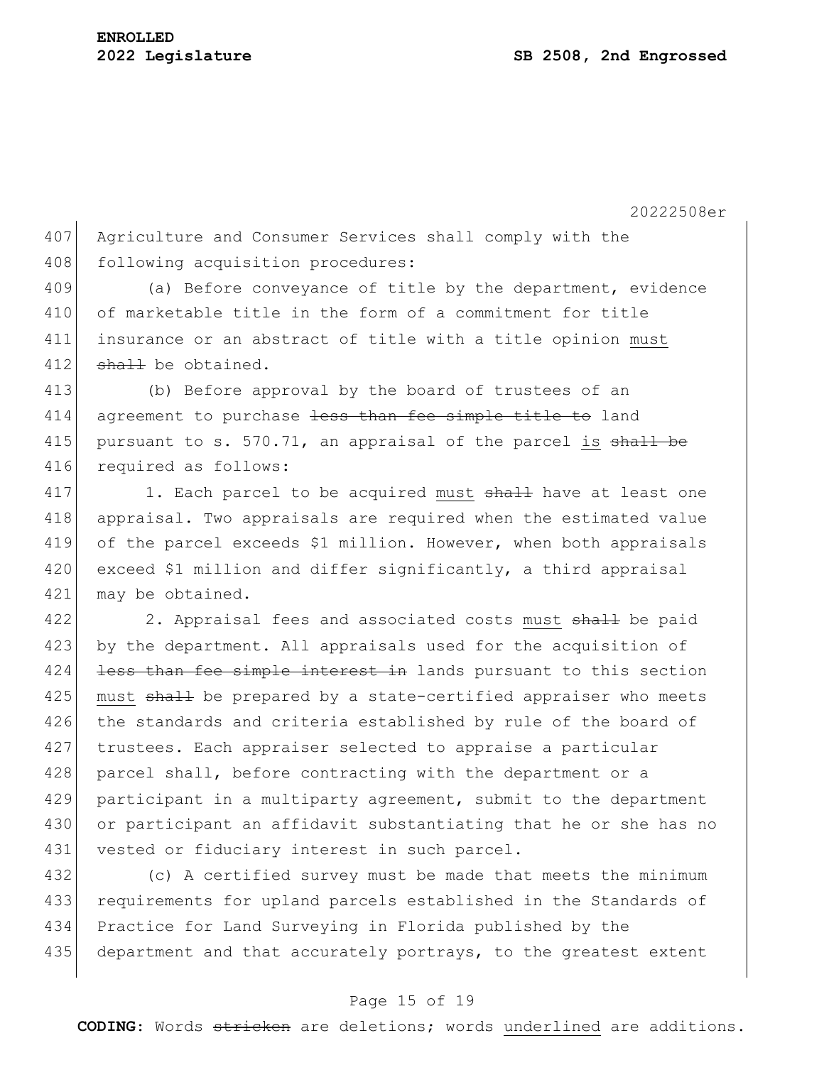Agriculture and Consumer Services shall comply with the following acquisition procedures:

(a) Before conveyance of title by the department, evidence of marketable title in the form of a commitment for title insurance or an abstract of title with a title opinion <u>must</u> ~~shall~~ be obtained.

(b) Before approval by the board of trustees of an agreement to purchase ~~less than fee simple title to~~ land pursuant to s. 570.71, an appraisal of the parcel <u>is</u> ~~shall be~~ required as follows:

1. Each parcel to be acquired <u>must</u> ~~shall~~ have at least one appraisal. Two appraisals are required when the estimated value of the parcel exceeds $1 million. However, when both appraisals exceed $1 million and differ significantly, a third appraisal may be obtained.

2. Appraisal fees and associated costs <u>must</u> ~~shall~~ be paid by the department. All appraisals used for the acquisition of ~~less than fee simple interest in~~ lands pursuant to this section <u>must</u> ~~shall~~ be prepared by a state-certified appraiser who meets the standards and criteria established by rule of the board of trustees. Each appraiser selected to appraise a particular parcel shall, before contracting with the department or a participant in a multiparty agreement, submit to the department or participant an affidavit substantiating that he or she has no vested or fiduciary interest in such parcel.

(c) A certified survey must be made that meets the minimum requirements for upland parcels established in the Standards of Practice for Land Surveying in Florida published by the department and that accurately portrays, to the greatest extent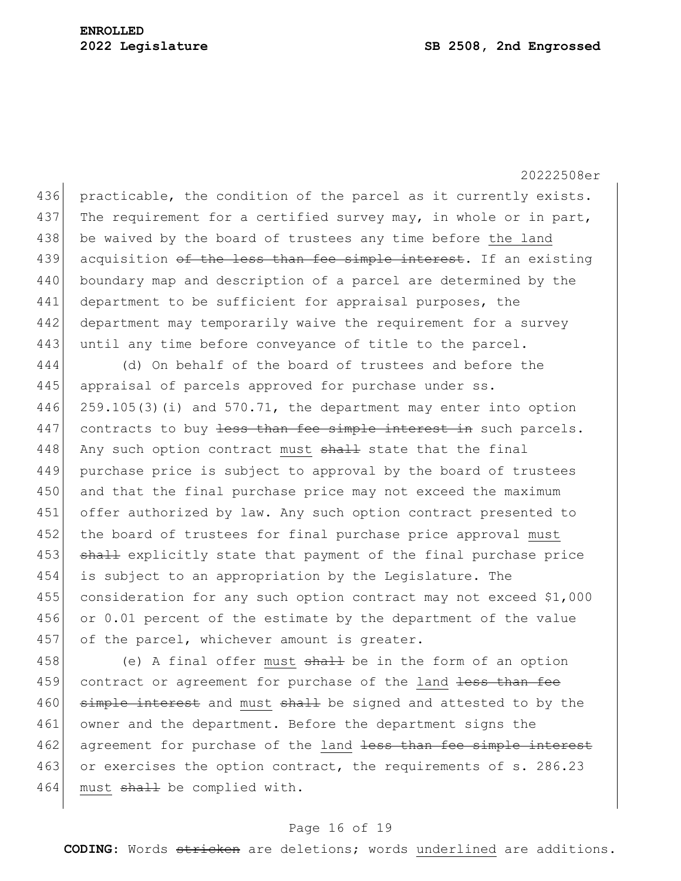practicable, the condition of the parcel as it currently exists. The requirement for a certified survey may, in whole or in part, be waived by the board of trustees any time before <u>the land</u> acquisition ~~of the less than fee simple interest~~. If an existing boundary map and description of a parcel are determined by the department to be sufficient for appraisal purposes, the department may temporarily waive the requirement for a survey until any time before conveyance of title to the parcel.

(d) On behalf of the board of trustees and before the appraisal of parcels approved for purchase under ss. 259.105(3)(i) and 570.71, the department may enter into option contracts to buy ~~less than fee simple interest in~~ such parcels. Any such option contract <u>must</u> ~~shall~~ state that the final purchase price is subject to approval by the board of trustees and that the final purchase price may not exceed the maximum offer authorized by law. Any such option contract presented to the board of trustees for final purchase price approval <u>must</u> ~~shall~~ explicitly state that payment of the final purchase price is subject to an appropriation by the Legislature. The consideration for any such option contract may not exceed $1,000 or 0.01 percent of the estimate by the department of the value of the parcel, whichever amount is greater.

(e) A final offer <u>must</u> ~~shall~~ be in the form of an option contract or agreement for purchase of the <u>land</u> ~~less than fee simple interest~~ and <u>must</u> ~~shall~~ be signed and attested to by the owner and the department. Before the department signs the agreement for purchase of the <u>land</u> ~~less than fee simple interest~~ or exercises the option contract, the requirements of s. 286.23 <u>must</u> ~~shall~~ be complied with.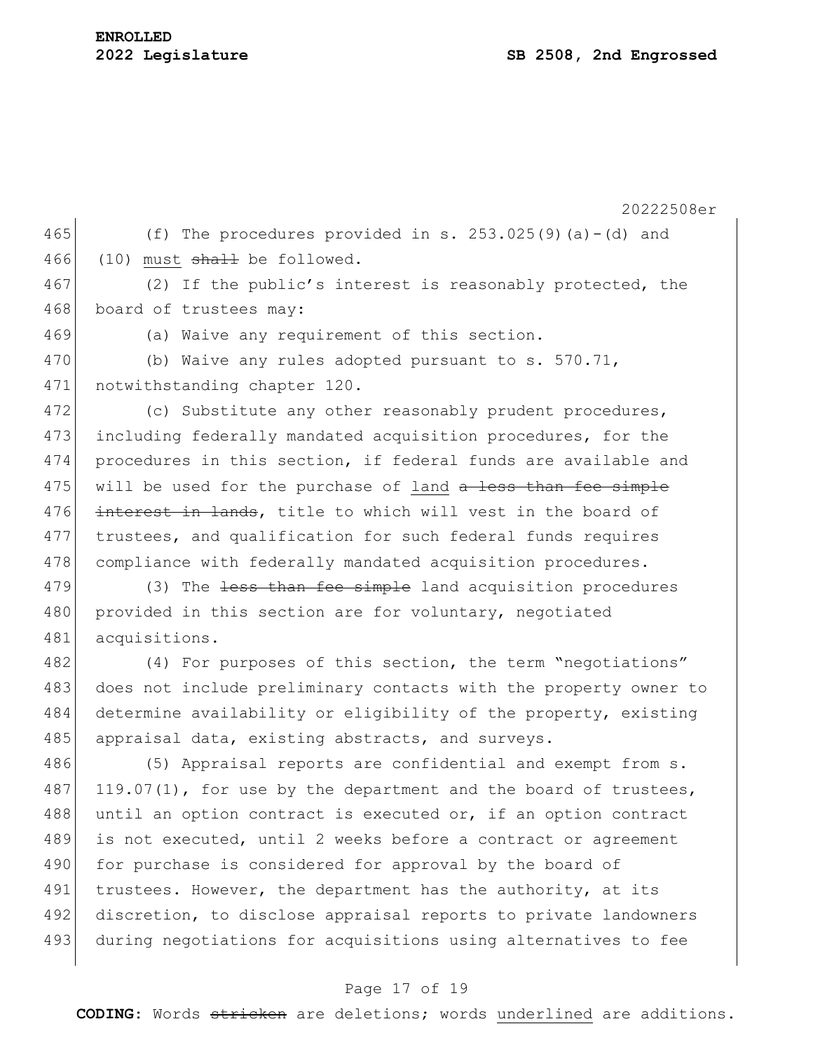(f) The procedures provided in s. 253.025(9)(a)-(d) and (10) <u>must</u> ~~shall~~ be followed.

(2) If the public's interest is reasonably protected, the board of trustees may:

(a) Waive any requirement of this section.

(b) Waive any rules adopted pursuant to s. 570.71, notwithstanding chapter 120.

(c) Substitute any other reasonably prudent procedures, including federally mandated acquisition procedures, for the procedures in this section, if federal funds are available and will be used for the purchase of <u>land</u> ~~a less than fee simple interest in lands~~, title to which will vest in the board of trustees, and qualification for such federal funds requires compliance with federally mandated acquisition procedures.

(3) The ~~less than fee simple~~ land acquisition procedures provided in this section are for voluntary, negotiated acquisitions.

(4) For purposes of this section, the term "negotiations" does not include preliminary contacts with the property owner to determine availability or eligibility of the property, existing appraisal data, existing abstracts, and surveys.

(5) Appraisal reports are confidential and exempt from s. 119.07(1), for use by the department and the board of trustees, until an option contract is executed or, if an option contract is not executed, until 2 weeks before a contract or agreement for purchase is considered for approval by the board of trustees. However, the department has the authority, at its discretion, to disclose appraisal reports to private landowners during negotiations for acquisitions using alternatives to fee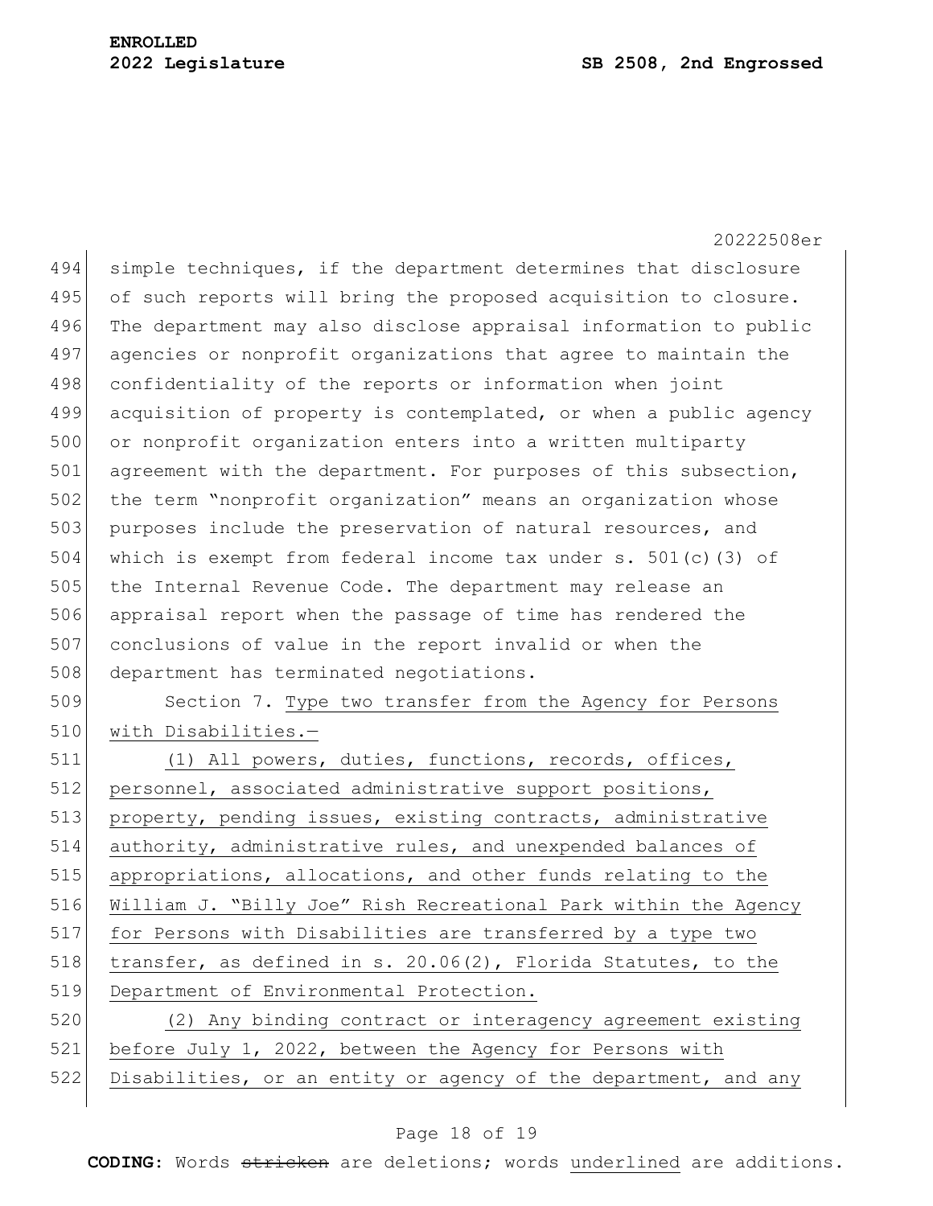simple techniques, if the department determines that disclosure of such reports will bring the proposed acquisition to closure. The department may also disclose appraisal information to public agencies or nonprofit organizations that agree to maintain the confidentiality of the reports or information when joint acquisition of property is contemplated, or when a public agency or nonprofit organization enters into a written multiparty agreement with the department. For purposes of this subsection, the term "nonprofit organization" means an organization whose purposes include the preservation of natural resources, and which is exempt from federal income tax under s. 501(c)(3) of the Internal Revenue Code. The department may release an appraisal report when the passage of time has rendered the conclusions of value in the report invalid or when the department has terminated negotiations.

Section 7. <u>Type two transfer from the Agency for Persons with Disabilities.—</u>

<u>(1) All powers, duties, functions, records, offices, personnel, associated administrative support positions, property, pending issues, existing contracts, administrative authority, administrative rules, and unexpended balances of appropriations, allocations, and other funds relating to the William J. "Billy Joe" Rish Recreational Park within the Agency for Persons with Disabilities are transferred by a type two transfer, as defined in s. 20.06(2), Florida Statutes, to the Department of Environmental Protection.</u>

<u>(2) Any binding contract or interagency agreement existing before July 1, 2022, between the Agency for Persons with Disabilities, or an entity or agency of the department, and any</u>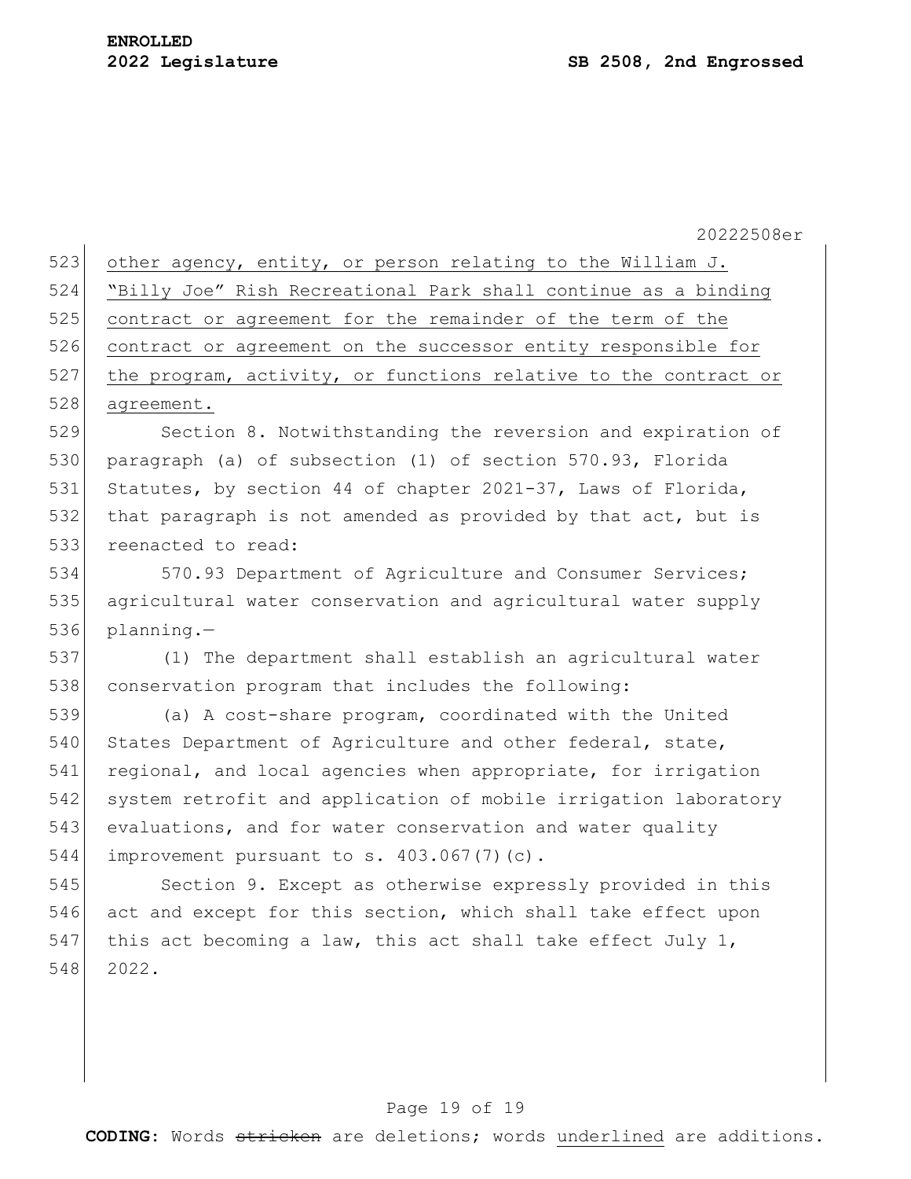other agency, entity, or person relating to the William J. "Billy Joe" Rish Recreational Park shall continue as a binding contract or agreement for the remainder of the term of the contract or agreement on the successor entity responsible for the program, activity, or functions relative to the contract or agreement.

Section 8. Notwithstanding the reversion and expiration of paragraph (a) of subsection (1) of section 570.93, Florida Statutes, by section 44 of chapter 2021-37, Laws of Florida, that paragraph is not amended as provided by that act, but is reenacted to read:

570.93 Department of Agriculture and Consumer Services; agricultural water conservation and agricultural water supply planning.—

(1) The department shall establish an agricultural water conservation program that includes the following:

(a) A cost-share program, coordinated with the United States Department of Agriculture and other federal, state, regional, and local agencies when appropriate, for irrigation system retrofit and application of mobile irrigation laboratory evaluations, and for water conservation and water quality improvement pursuant to s. 403.067(7)(c).

Section 9. Except as otherwise expressly provided in this act and except for this section, which shall take effect upon this act becoming a law, this act shall take effect July 1, 2022.